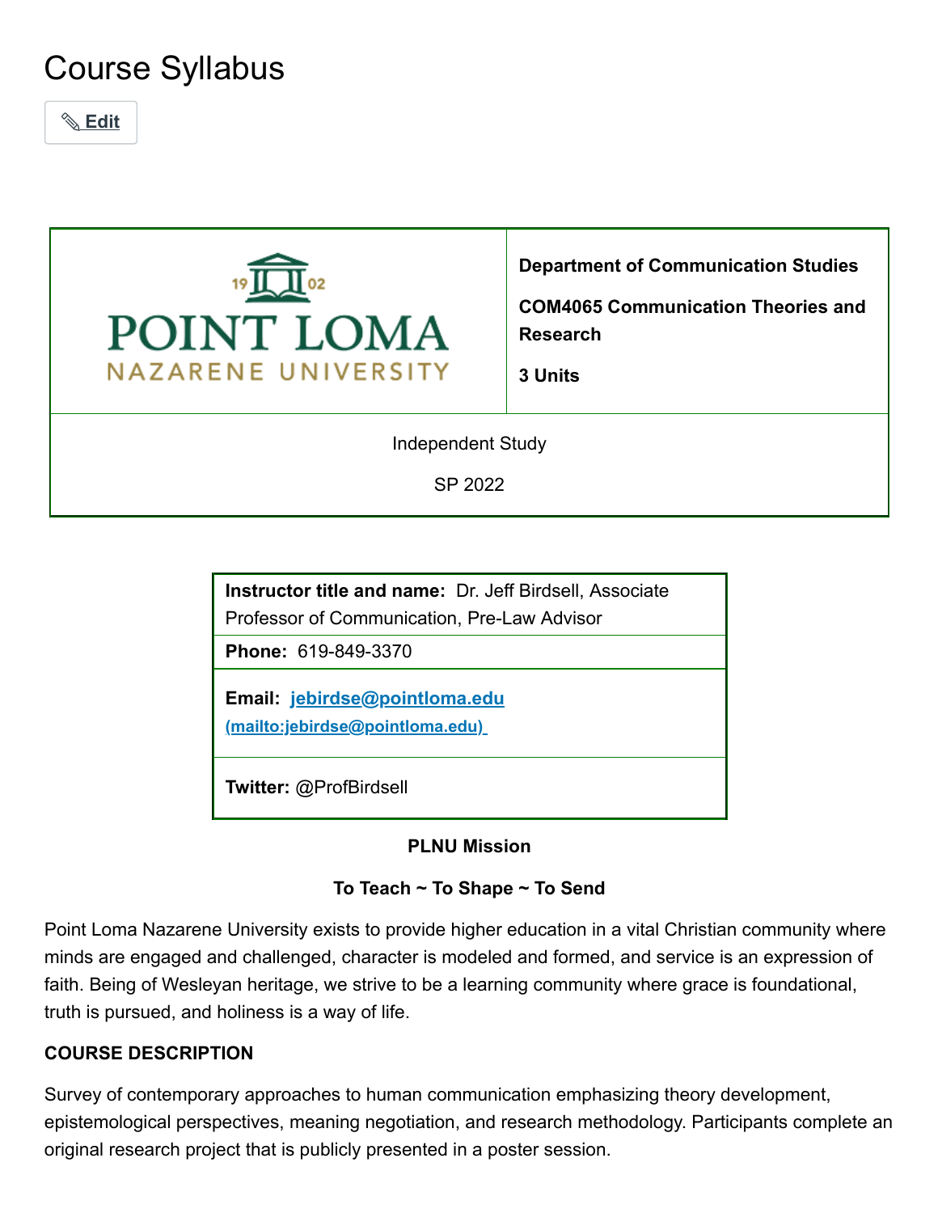# Course Syllabus

✎ Edit

| POINT LOMA NAZARENE UNIVERSITY 1902 | **Department of Communication Studies**<br><br>**COM4065 Communication Theories and Research**<br><br>**3 Units** |
|---|---|
| Independent Study<br><br>SP 2022 | |

| **Instructor title and name:** Dr. Jeff Birdsell, Associate Professor of Communication, Pre-Law Advisor |
|---|
| **Phone:** 619-849-3370 |
| **Email:** jebirdse@pointloma.edu (mailto:jebirdse@pointloma.edu) |
| **Twitter:** @ProfBirdsell |

**PLNU Mission**

**To Teach ~ To Shape ~ To Send**

Point Loma Nazarene University exists to provide higher education in a vital Christian community where minds are engaged and challenged, character is modeled and formed, and service is an expression of faith. Being of Wesleyan heritage, we strive to be a learning community where grace is foundational, truth is pursued, and holiness is a way of life.

**COURSE DESCRIPTION**

Survey of contemporary approaches to human communication emphasizing theory development, epistemological perspectives, meaning negotiation, and research methodology. Participants complete an original research project that is publicly presented in a poster session.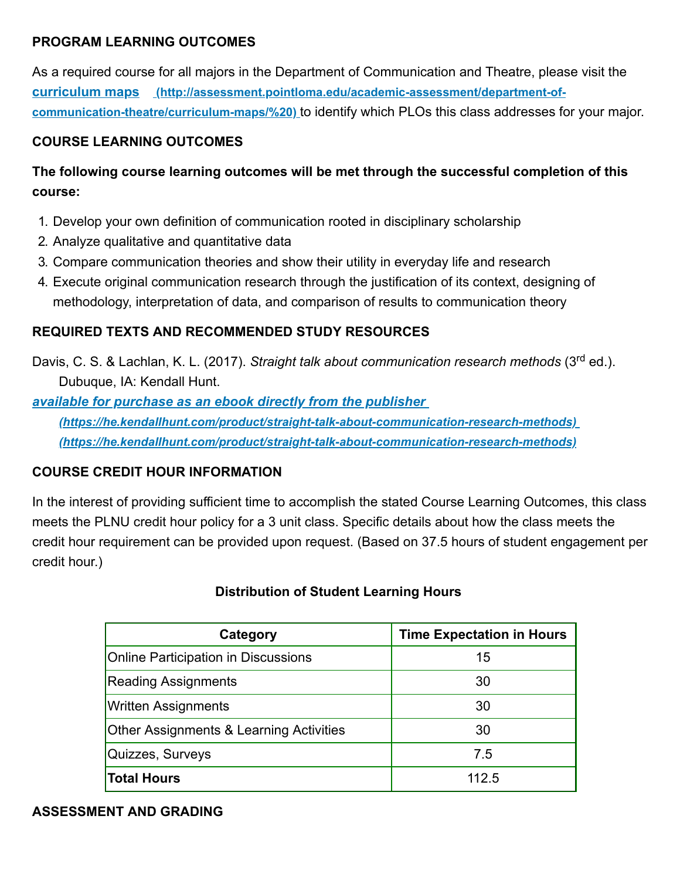## PROGRAM LEARNING OUTCOMES

As a required course for all majors in the Department of Communication and Theatre, please visit the [curriculum maps (http://assessment.pointloma.edu/academic-assessment/department-of-communication-theatre/curriculum-maps/%20)](http://assessment.pointloma.edu/academic-assessment/department-of-communication-theatre/curriculum-maps/%20) to identify which PLOs this class addresses for your major.

## COURSE LEARNING OUTCOMES

**The following course learning outcomes will be met through the successful completion of this course:**

1. Develop your own definition of communication rooted in disciplinary scholarship
2. Analyze qualitative and quantitative data
3. Compare communication theories and show their utility in everyday life and research
4. Execute original communication research through the justification of its context, designing of methodology, interpretation of data, and comparison of results to communication theory

## REQUIRED TEXTS AND RECOMMENDED STUDY RESOURCES

Davis, C. S. & Lachlan, K. L. (2017). *Straight talk about communication research methods* (3rd ed.). Dubuque, IA: Kendall Hunt.

***[available for purchase as an ebook directly from the publisher (https://he.kendallhunt.com/product/straight-talk-about-communication-research-methods)](https://he.kendallhunt.com/product/straight-talk-about-communication-research-methods) (https://he.kendallhunt.com/product/straight-talk-about-communication-research-methods)***

## COURSE CREDIT HOUR INFORMATION

In the interest of providing sufficient time to accomplish the stated Course Learning Outcomes, this class meets the PLNU credit hour policy for a 3 unit class. Specific details about how the class meets the credit hour requirement can be provided upon request. (Based on 37.5 hours of student engagement per credit hour.)

**Distribution of Student Learning Hours**

| Category | Time Expectation in Hours |
|---|---|
| Online Participation in Discussions | 15 |
| Reading Assignments | 30 |
| Written Assignments | 30 |
| Other Assignments & Learning Activities | 30 |
| Quizzes, Surveys | 7.5 |
| **Total Hours** | 112.5 |

## ASSESSMENT AND GRADING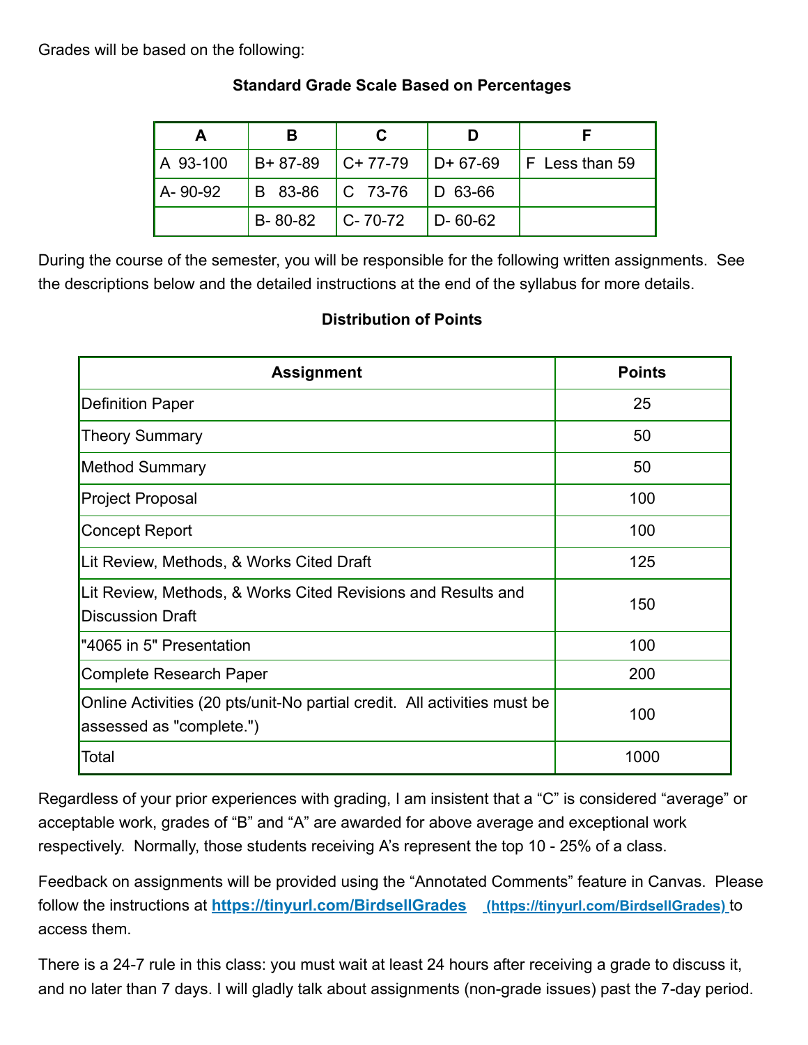Grades will be based on the following:

**Standard Grade Scale Based on Percentages**

| A | B | C | D | F |
|---|---|---|---|---|
| A 93-100 | B+ 87-89 | C+ 77-79 | D+ 67-69 | F Less than 59 |
| A- 90-92 | B 83-86 | C 73-76 | D 63-66 | |
| | B- 80-82 | C- 70-72 | D- 60-62 | |

During the course of the semester, you will be responsible for the following written assignments. See the descriptions below and the detailed instructions at the end of the syllabus for more details.

**Distribution of Points**

| Assignment | Points |
|---|---|
| Definition Paper | 25 |
| Theory Summary | 50 |
| Method Summary | 50 |
| Project Proposal | 100 |
| Concept Report | 100 |
| Lit Review, Methods, & Works Cited Draft | 125 |
| Lit Review, Methods, & Works Cited Revisions and Results and Discussion Draft | 150 |
| "4065 in 5" Presentation | 100 |
| Complete Research Paper | 200 |
| Online Activities (20 pts/unit-No partial credit. All activities must be assessed as "complete.") | 100 |
| Total | 1000 |

Regardless of your prior experiences with grading, I am insistent that a "C" is considered "average" or acceptable work, grades of "B" and "A" are awarded for above average and exceptional work respectively. Normally, those students receiving A's represent the top 10 - 25% of a class.

Feedback on assignments will be provided using the "Annotated Comments" feature in Canvas. Please follow the instructions at **https://tinyurl.com/BirdsellGrades** (https://tinyurl.com/BirdsellGrades) to access them.

There is a 24-7 rule in this class: you must wait at least 24 hours after receiving a grade to discuss it, and no later than 7 days. I will gladly talk about assignments (non-grade issues) past the 7-day period.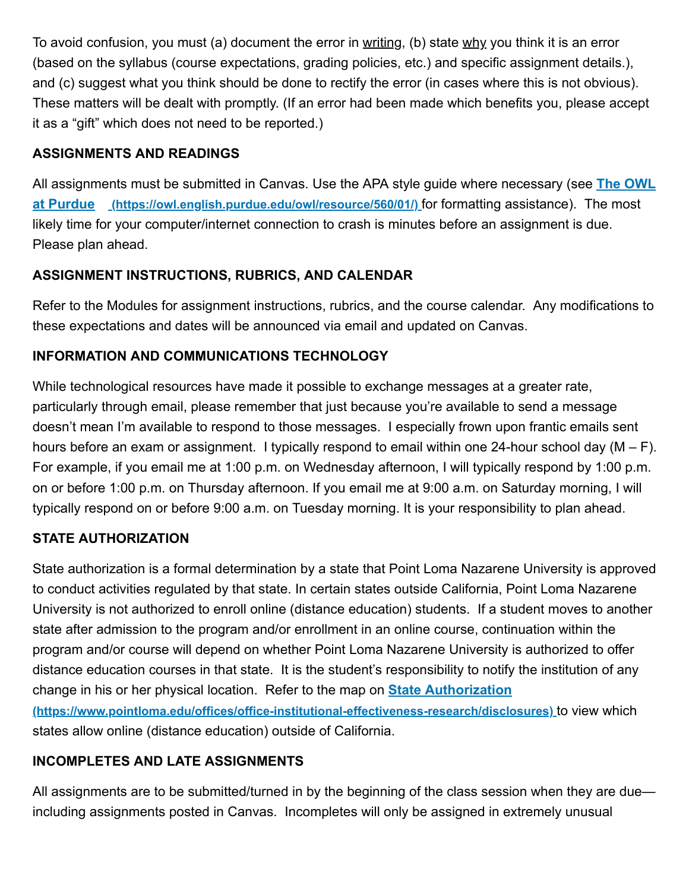To avoid confusion, you must (a) document the error in writing, (b) state why you think it is an error (based on the syllabus (course expectations, grading policies, etc.) and specific assignment details.), and (c) suggest what you think should be done to rectify the error (in cases where this is not obvious). These matters will be dealt with promptly. (If an error had been made which benefits you, please accept it as a "gift" which does not need to be reported.)

### ASSIGNMENTS AND READINGS

All assignments must be submitted in Canvas. Use the APA style guide where necessary (see **The OWL at Purdue** (https://owl.english.purdue.edu/owl/resource/560/01/) for formatting assistance). The most likely time for your computer/internet connection to crash is minutes before an assignment is due. Please plan ahead.

### ASSIGNMENT INSTRUCTIONS, RUBRICS, AND CALENDAR

Refer to the Modules for assignment instructions, rubrics, and the course calendar. Any modifications to these expectations and dates will be announced via email and updated on Canvas.

### INFORMATION AND COMMUNICATIONS TECHNOLOGY

While technological resources have made it possible to exchange messages at a greater rate, particularly through email, please remember that just because you're available to send a message doesn't mean I'm available to respond to those messages. I especially frown upon frantic emails sent hours before an exam or assignment. I typically respond to email within one 24-hour school day (M – F). For example, if you email me at 1:00 p.m. on Wednesday afternoon, I will typically respond by 1:00 p.m. on or before 1:00 p.m. on Thursday afternoon. If you email me at 9:00 a.m. on Saturday morning, I will typically respond on or before 9:00 a.m. on Tuesday morning. It is your responsibility to plan ahead.

### STATE AUTHORIZATION

State authorization is a formal determination by a state that Point Loma Nazarene University is approved to conduct activities regulated by that state. In certain states outside California, Point Loma Nazarene University is not authorized to enroll online (distance education) students. If a student moves to another state after admission to the program and/or enrollment in an online course, continuation within the program and/or course will depend on whether Point Loma Nazarene University is authorized to offer distance education courses in that state. It is the student's responsibility to notify the institution of any change in his or her physical location. Refer to the map on **State Authorization** (https://www.pointloma.edu/offices/office-institutional-effectiveness-research/disclosures) to view which states allow online (distance education) outside of California.

### INCOMPLETES AND LATE ASSIGNMENTS

All assignments are to be submitted/turned in by the beginning of the class session when they are due—including assignments posted in Canvas. Incompletes will only be assigned in extremely unusual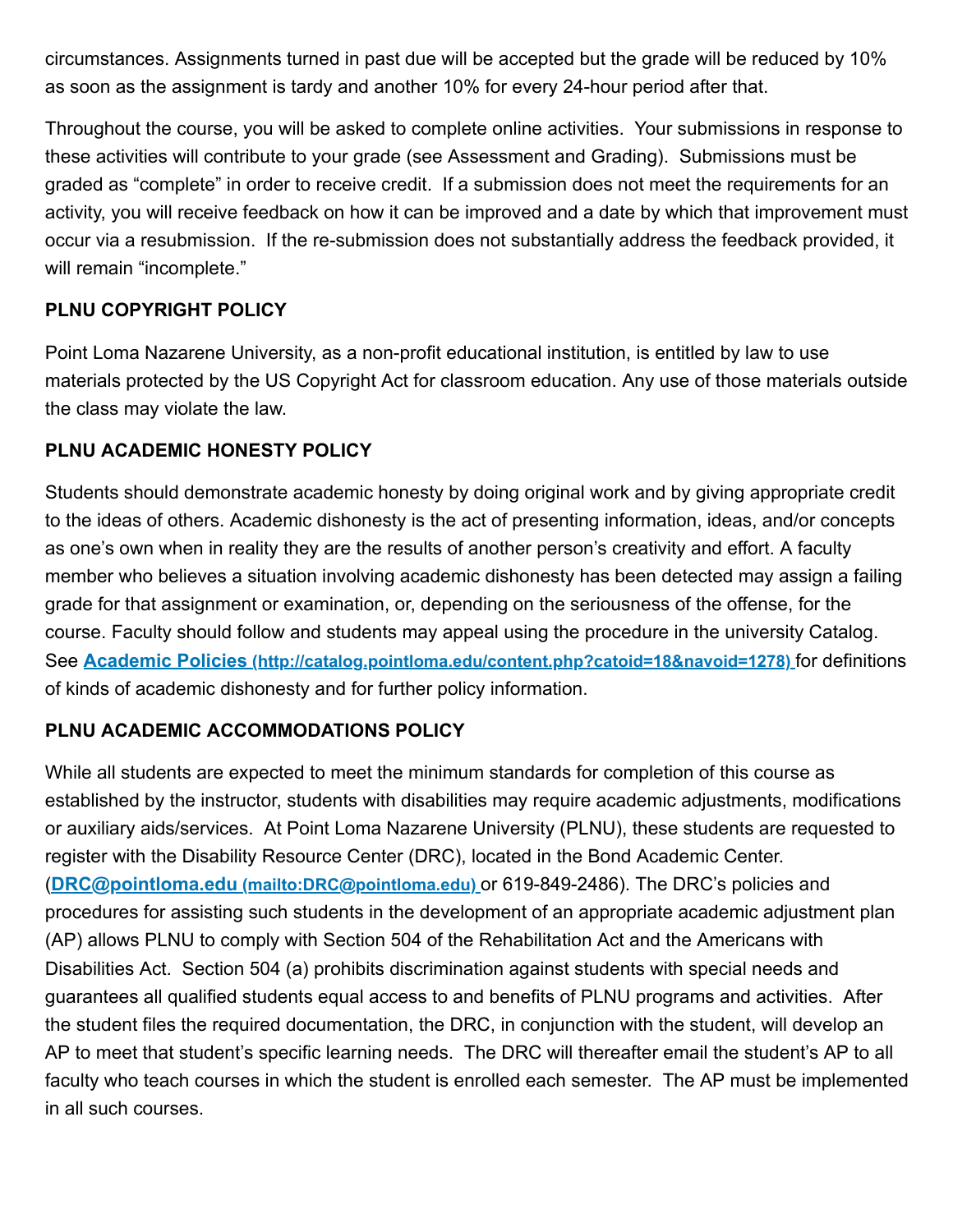circumstances. Assignments turned in past due will be accepted but the grade will be reduced by 10% as soon as the assignment is tardy and another 10% for every 24-hour period after that.

Throughout the course, you will be asked to complete online activities. Your submissions in response to these activities will contribute to your grade (see Assessment and Grading). Submissions must be graded as "complete" in order to receive credit. If a submission does not meet the requirements for an activity, you will receive feedback on how it can be improved and a date by which that improvement must occur via a resubmission. If the re-submission does not substantially address the feedback provided, it will remain "incomplete."

**PLNU COPYRIGHT POLICY**

Point Loma Nazarene University, as a non-profit educational institution, is entitled by law to use materials protected by the US Copyright Act for classroom education. Any use of those materials outside the class may violate the law.

**PLNU ACADEMIC HONESTY POLICY**

Students should demonstrate academic honesty by doing original work and by giving appropriate credit to the ideas of others. Academic dishonesty is the act of presenting information, ideas, and/or concepts as one's own when in reality they are the results of another person's creativity and effort. A faculty member who believes a situation involving academic dishonesty has been detected may assign a failing grade for that assignment or examination, or, depending on the seriousness of the offense, for the course. Faculty should follow and students may appeal using the procedure in the university Catalog. See **[Academic Policies (http://catalog.pointloma.edu/content.php?catoid=18&navoid=1278)](http://catalog.pointloma.edu/content.php?catoid=18&navoid=1278)** for definitions of kinds of academic dishonesty and for further policy information.

**PLNU ACADEMIC ACCOMMODATIONS POLICY**

While all students are expected to meet the minimum standards for completion of this course as established by the instructor, students with disabilities may require academic adjustments, modifications or auxiliary aids/services. At Point Loma Nazarene University (PLNU), these students are requested to register with the Disability Resource Center (DRC), located in the Bond Academic Center. (**[DRC@pointloma.edu (mailto:DRC@pointloma.edu)](mailto:DRC@pointloma.edu)** or 619-849-2486). The DRC's policies and procedures for assisting such students in the development of an appropriate academic adjustment plan (AP) allows PLNU to comply with Section 504 of the Rehabilitation Act and the Americans with Disabilities Act. Section 504 (a) prohibits discrimination against students with special needs and guarantees all qualified students equal access to and benefits of PLNU programs and activities. After the student files the required documentation, the DRC, in conjunction with the student, will develop an AP to meet that student's specific learning needs. The DRC will thereafter email the student's AP to all faculty who teach courses in which the student is enrolled each semester. The AP must be implemented in all such courses.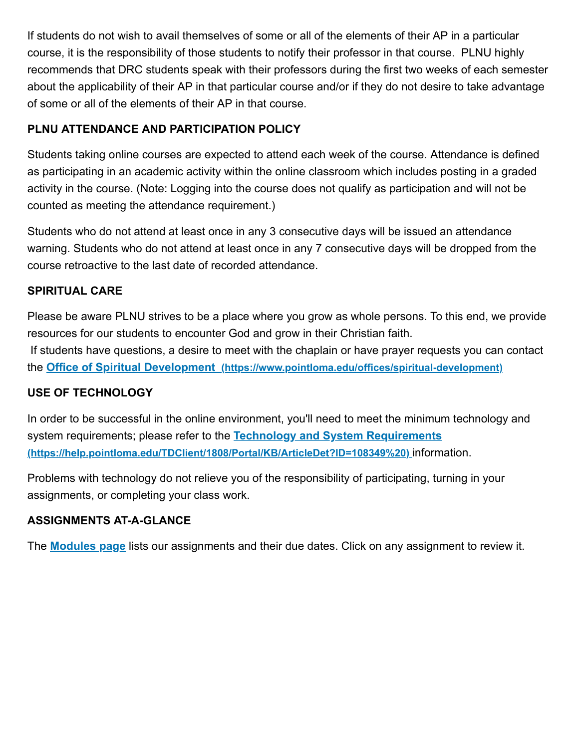If students do not wish to avail themselves of some or all of the elements of their AP in a particular course, it is the responsibility of those students to notify their professor in that course.  PLNU highly recommends that DRC students speak with their professors during the first two weeks of each semester about the applicability of their AP in that particular course and/or if they do not desire to take advantage of some or all of the elements of their AP in that course.

**PLNU ATTENDANCE AND PARTICIPATION POLICY**

Students taking online courses are expected to attend each week of the course. Attendance is defined as participating in an academic activity within the online classroom which includes posting in a graded activity in the course. (Note: Logging into the course does not qualify as participation and will not be counted as meeting the attendance requirement.)

Students who do not attend at least once in any 3 consecutive days will be issued an attendance warning. Students who do not attend at least once in any 7 consecutive days will be dropped from the course retroactive to the last date of recorded attendance.

**SPIRITUAL CARE**

Please be aware PLNU strives to be a place where you grow as whole persons. To this end, we provide resources for our students to encounter God and grow in their Christian faith.
If students have questions, a desire to meet with the chaplain or have prayer requests you can contact the **Office of Spiritual Development (https://www.pointloma.edu/offices/spiritual-development)**

**USE OF TECHNOLOGY**

In order to be successful in the online environment, you'll need to meet the minimum technology and system requirements; please refer to the **Technology and System Requirements (https://help.pointloma.edu/TDClient/1808/Portal/KB/ArticleDet?ID=108349%20)** information.

Problems with technology do not relieve you of the responsibility of participating, turning in your assignments, or completing your class work.

**ASSIGNMENTS AT-A-GLANCE**

The **Modules page** lists our assignments and their due dates. Click on any assignment to review it.